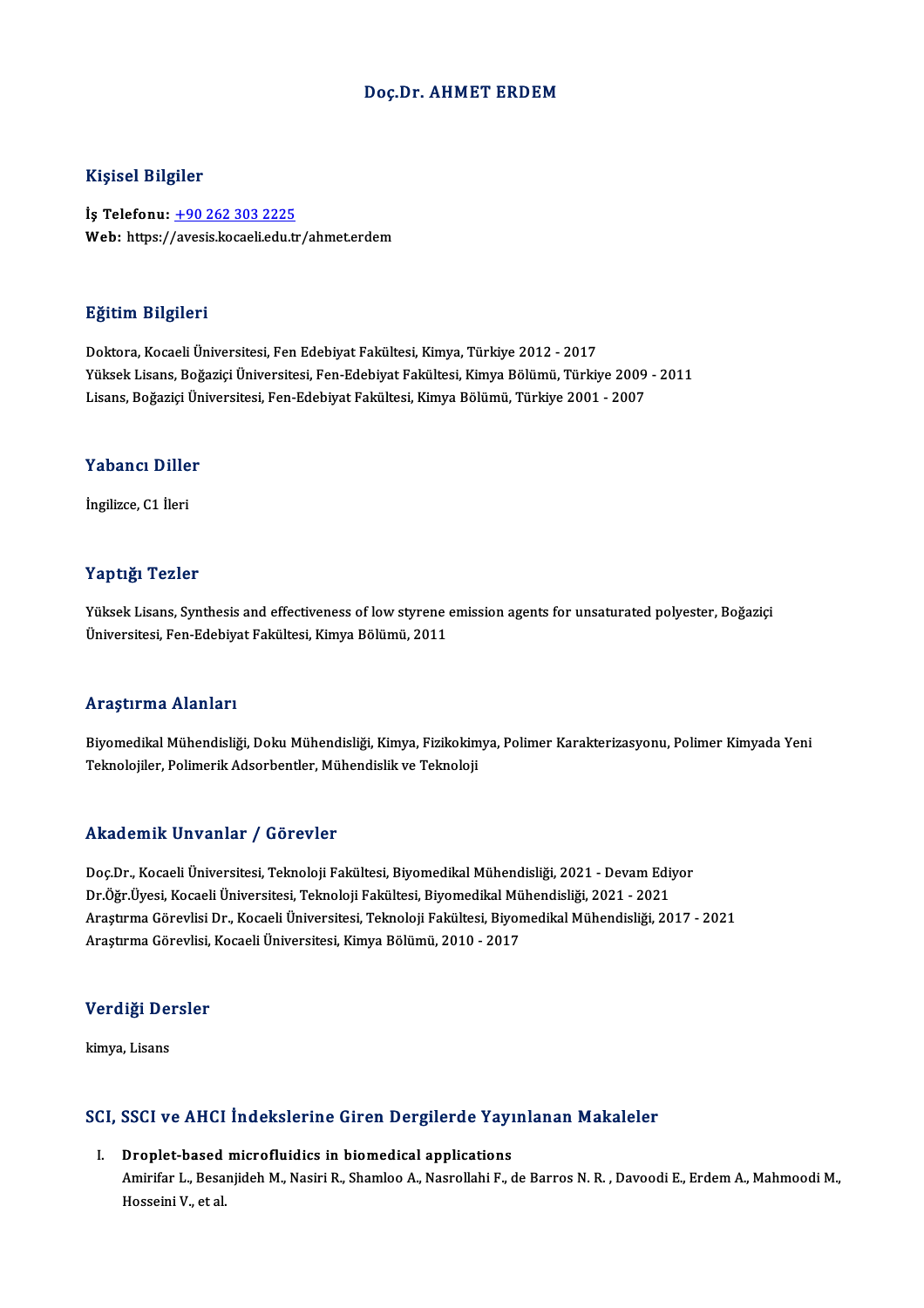# Doç.Dr. AHMET ERDEM

## Kişisel Bilgiler

**İş Telefonu:** +90 262 303 2225
**Web:** https://avesis.kocaeli.edu.tr/ahmet.erdem

## Eğitim Bilgileri

Doktora, Kocaeli Üniversitesi, Fen Edebiyat Fakültesi, Kimya, Türkiye 2012 - 2017
Yüksek Lisans, Boğaziçi Üniversitesi, Fen-Edebiyat Fakültesi, Kimya Bölümü, Türkiye 2009 - 2011
Lisans, Boğaziçi Üniversitesi, Fen-Edebiyat Fakültesi, Kimya Bölümü, Türkiye 2001 - 2007

## Yabancı Diller

İngilizce, C1 İleri

## Yaptığı Tezler

Yüksek Lisans, Synthesis and effectiveness of low styrene emission agents for unsaturated polyester, Boğaziçi Üniversitesi, Fen-Edebiyat Fakültesi, Kimya Bölümü, 2011

## Araştırma Alanları

Biyomedikal Mühendisliği, Doku Mühendisliği, Kimya, Fizikokimya, Polimer Karakterizasyonu, Polimer Kimyada Yeni Teknolojiler, Polimerik Adsorbentler, Mühendislik ve Teknoloji

## Akademik Unvanlar / Görevler

Doç.Dr., Kocaeli Üniversitesi, Teknoloji Fakültesi, Biyomedikal Mühendisliği, 2021 - Devam Ediyor
Dr.Öğr.Üyesi, Kocaeli Üniversitesi, Teknoloji Fakültesi, Biyomedikal Mühendisliği, 2021 - 2021
Araştırma Görevlisi Dr., Kocaeli Üniversitesi, Teknoloji Fakültesi, Biyomedikal Mühendisliği, 2017 - 2021
Araştırma Görevlisi, Kocaeli Üniversitesi, Kimya Bölümü, 2010 - 2017

## Verdiği Dersler

kimya, Lisans

## SCI, SSCI ve AHCI İndekslerine Giren Dergilerde Yayınlanan Makaleler

I. **Droplet-based microfluidics in biomedical applications**
   Amirifar L., Besanjideh M., Nasiri R., Shamloo A., Nasrollahi F., de Barros N. R. , Davoodi E., Erdem A., Mahmoodi M., Hosseini V., et al.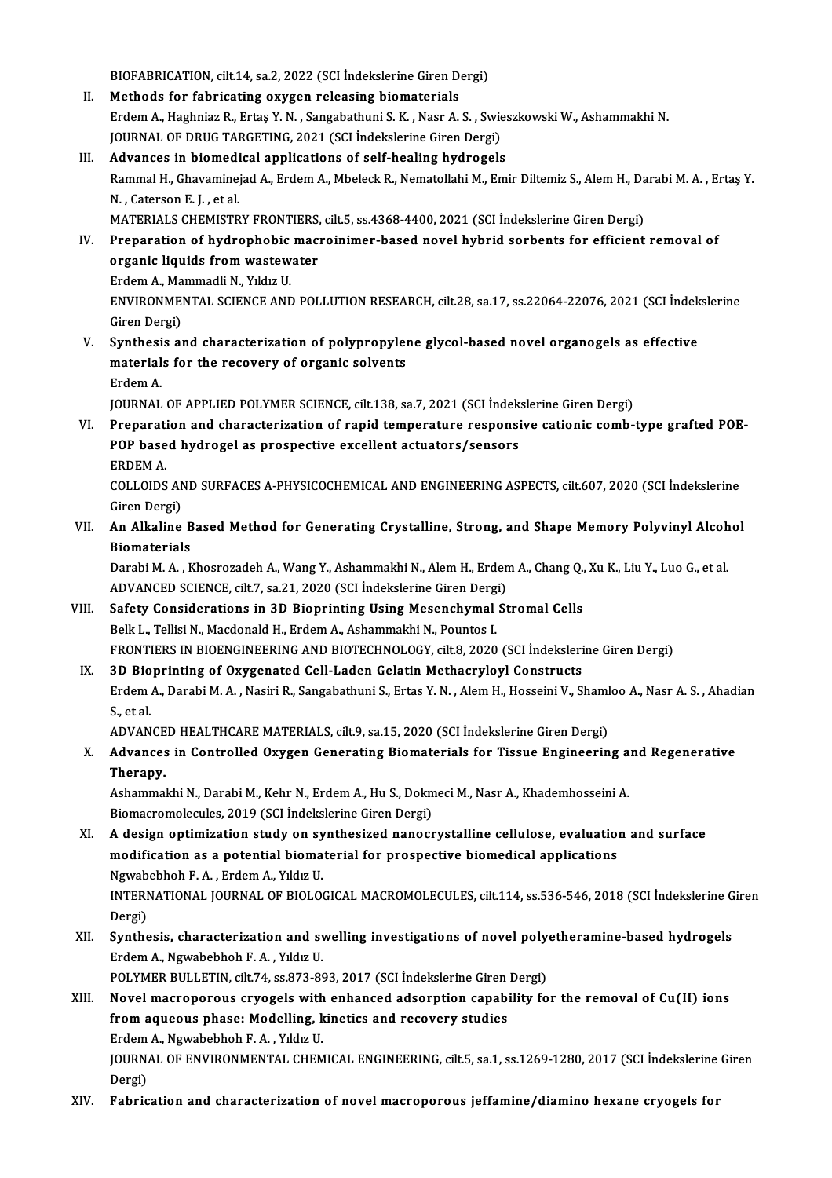BIOFABRICATION, cilt.14, sa.2, 2022 (SCI İndekslerine Giren Dergi)

II. **Methods for fabricating oxygen releasing biomaterials**
Erdem A., Haghniaz R., Ertaş Y. N. , Sangabathuni S. K. , Nasr A. S. , Swieszkowski W., Ashammakhi N.
JOURNAL OF DRUG TARGETING, 2021 (SCI İndekslerine Giren Dergi)

III. **Advances in biomedical applications of self-healing hydrogels**
Rammal H., Ghavaminejad A., Erdem A., Mbeleck R., Nematollahi M., Emir Diltemiz S., Alem H., Darabi M. A. , Ertaş Y. N. , Caterson E. J. , et al.
MATERIALS CHEMISTRY FRONTIERS, cilt.5, ss.4368-4400, 2021 (SCI İndekslerine Giren Dergi)

IV. **Preparation of hydrophobic macroinimer-based novel hybrid sorbents for efficient removal of organic liquids from wastewater**
Erdem A., Mammadli N., Yıldız U.
ENVIRONMENTAL SCIENCE AND POLLUTION RESEARCH, cilt.28, sa.17, ss.22064-22076, 2021 (SCI İndekslerine Giren Dergi)

V. **Synthesis and characterization of polypropylene glycol-based novel organogels as effective materials for the recovery of organic solvents**
Erdem A.
JOURNAL OF APPLIED POLYMER SCIENCE, cilt.138, sa.7, 2021 (SCI İndekslerine Giren Dergi)

VI. **Preparation and characterization of rapid temperature responsive cationic comb-type grafted POE-POP based hydrogel as prospective excellent actuators/sensors**
ERDEM A.
COLLOIDS AND SURFACES A-PHYSICOCHEMICAL AND ENGINEERING ASPECTS, cilt.607, 2020 (SCI İndekslerine Giren Dergi)

VII. **An Alkaline Based Method for Generating Crystalline, Strong, and Shape Memory Polyvinyl Alcohol Biomaterials**
Darabi M. A. , Khosrozadeh A., Wang Y., Ashammakhi N., Alem H., Erdem A., Chang Q., Xu K., Liu Y., Luo G., et al.
ADVANCED SCIENCE, cilt.7, sa.21, 2020 (SCI İndekslerine Giren Dergi)

VIII. **Safety Considerations in 3D Bioprinting Using Mesenchymal Stromal Cells**
Belk L., Tellisi N., Macdonald H., Erdem A., Ashammakhi N., Pountos I.
FRONTIERS IN BIOENGINEERING AND BIOTECHNOLOGY, cilt.8, 2020 (SCI İndekslerine Giren Dergi)

IX. **3D Bioprinting of Oxygenated Cell-Laden Gelatin Methacryloyl Constructs**
Erdem A., Darabi M. A. , Nasiri R., Sangabathuni S., Ertas Y. N. , Alem H., Hosseini V., Shamloo A., Nasr A. S. , Ahadian S., et al.
ADVANCED HEALTHCARE MATERIALS, cilt.9, sa.15, 2020 (SCI İndekslerine Giren Dergi)

X. **Advances in Controlled Oxygen Generating Biomaterials for Tissue Engineering and Regenerative Therapy.**
Ashammakhi N., Darabi M., Kehr N., Erdem A., Hu S., Dokmeci M., Nasr A., Khademhosseini A.
Biomacromolecules, 2019 (SCI İndekslerine Giren Dergi)

XI. **A design optimization study on synthesized nanocrystalline cellulose, evaluation and surface modification as a potential biomaterial for prospective biomedical applications**
Ngwabebhoh F. A. , Erdem A., Yıldız U.
INTERNATIONAL JOURNAL OF BIOLOGICAL MACROMOLECULES, cilt.114, ss.536-546, 2018 (SCI İndekslerine Giren Dergi)

XII. **Synthesis, characterization and swelling investigations of novel polyetheramine-based hydrogels**
Erdem A., Ngwabebhoh F. A. , Yıldız U.
POLYMER BULLETIN, cilt.74, ss.873-893, 2017 (SCI İndekslerine Giren Dergi)

XIII. **Novel macroporous cryogels with enhanced adsorption capability for the removal of Cu(II) ions from aqueous phase: Modelling, kinetics and recovery studies**
Erdem A., Ngwabebhoh F. A. , Yıldız U.
JOURNAL OF ENVIRONMENTAL CHEMICAL ENGINEERING, cilt.5, sa.1, ss.1269-1280, 2017 (SCI İndekslerine Giren Dergi)

XIV. **Fabrication and characterization of novel macroporous jeffamine/diamino hexane cryogels for**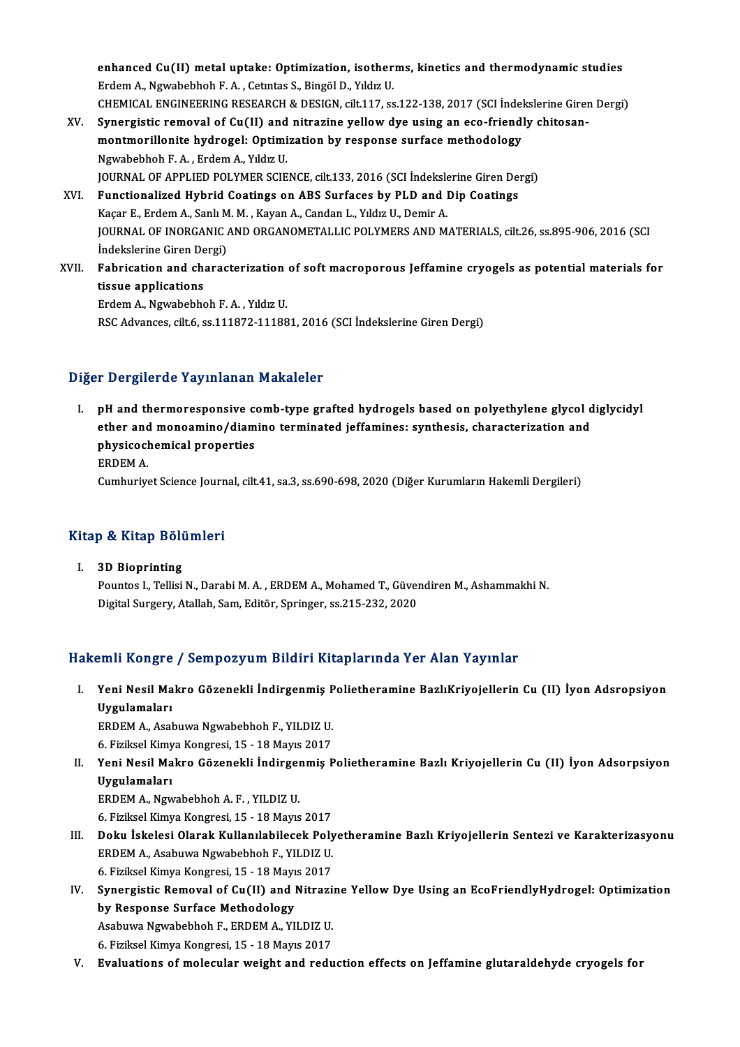enhanced Cu(II) metal uptake: Optimization, isotherms, kinetics and thermodynamic studies
Erdem A., Ngwabebhoh F. A. , Cetıntas S., Bingöl D., Yıldız U.
CHEMICAL ENGINEERING RESEARCH & DESIGN, cilt.117, ss.122-138, 2017 (SCI İndekslerine Giren Dergi)

XV. **Synergistic removal of Cu(II) and nitrazine yellow dye using an eco-friendly chitosan-montmorillonite hydrogel: Optimization by response surface methodology**
Ngwabebhoh F. A. , Erdem A., Yıldız U.
JOURNAL OF APPLIED POLYMER SCIENCE, cilt.133, 2016 (SCI İndekslerine Giren Dergi)

XVI. **Functionalized Hybrid Coatings on ABS Surfaces by PLD and Dip Coatings**
Kaçar E., Erdem A., Sanlı M. M. , Kayan A., Candan L., Yıldız U., Demir A.
JOURNAL OF INORGANIC AND ORGANOMETALLIC POLYMERS AND MATERIALS, cilt.26, ss.895-906, 2016 (SCI İndekslerine Giren Dergi)

XVII. **Fabrication and characterization of soft macroporous Jeffamine cryogels as potential materials for tissue applications**
Erdem A., Ngwabebhoh F. A. , Yıldız U.
RSC Advances, cilt.6, ss.111872-111881, 2016 (SCI İndekslerine Giren Dergi)

## Diğer Dergilerde Yayınlanan Makaleler

I. **pH and thermoresponsive comb-type grafted hydrogels based on polyethylene glycol diglycidyl ether and monoamino/diamino terminated jeffamines: synthesis, characterization and physicochemical properties**
ERDEM A.
Cumhuriyet Science Journal, cilt.41, sa.3, ss.690-698, 2020 (Diğer Kurumların Hakemli Dergileri)

## Kitap & Kitap Bölümleri

I. **3D Bioprinting**
Pountos I., Tellisi N., Darabi M. A. , ERDEM A., Mohamed T., Güvendiren M., Ashammakhi N.
Digital Surgery, Atallah, Sam, Editör, Springer, ss.215-232, 2020

## Hakemli Kongre / Sempozyum Bildiri Kitaplarında Yer Alan Yayınlar

I. **Yeni Nesil Makro Gözenekli İndirgenmiş Polietheramine BazlıKriyojellerin Cu (II) İyon Adsropsiyon Uygulamaları**
ERDEM A., Asabuwa Ngwabebhoh F., YILDIZ U.
6. Fiziksel Kimya Kongresi, 15 - 18 Mayıs 2017

II. **Yeni Nesil Makro Gözenekli İndirgenmiş Polietheramine Bazlı Kriyojellerin Cu (II) İyon Adsorpsiyon Uygulamaları**
ERDEM A., Ngwabebhoh A. F. , YILDIZ U.
6. Fiziksel Kimya Kongresi, 15 - 18 Mayıs 2017

III. **Doku İskelesi Olarak Kullanılabilecek Polyetheramine Bazlı Kriyojellerin Sentezi ve Karakterizasyonu**
ERDEM A., Asabuwa Ngwabebhoh F., YILDIZ U.
6. Fiziksel Kimya Kongresi, 15 - 18 Mayıs 2017

IV. **Synergistic Removal of Cu(II) and Nitrazine Yellow Dye Using an EcoFriendlyHydrogel: Optimization by Response Surface Methodology**
Asabuwa Ngwabebhoh F., ERDEM A., YILDIZ U.
6. Fiziksel Kimya Kongresi, 15 - 18 Mayıs 2017

V. **Evaluations of molecular weight and reduction effects on Jeffamine glutaraldehyde cryogels for**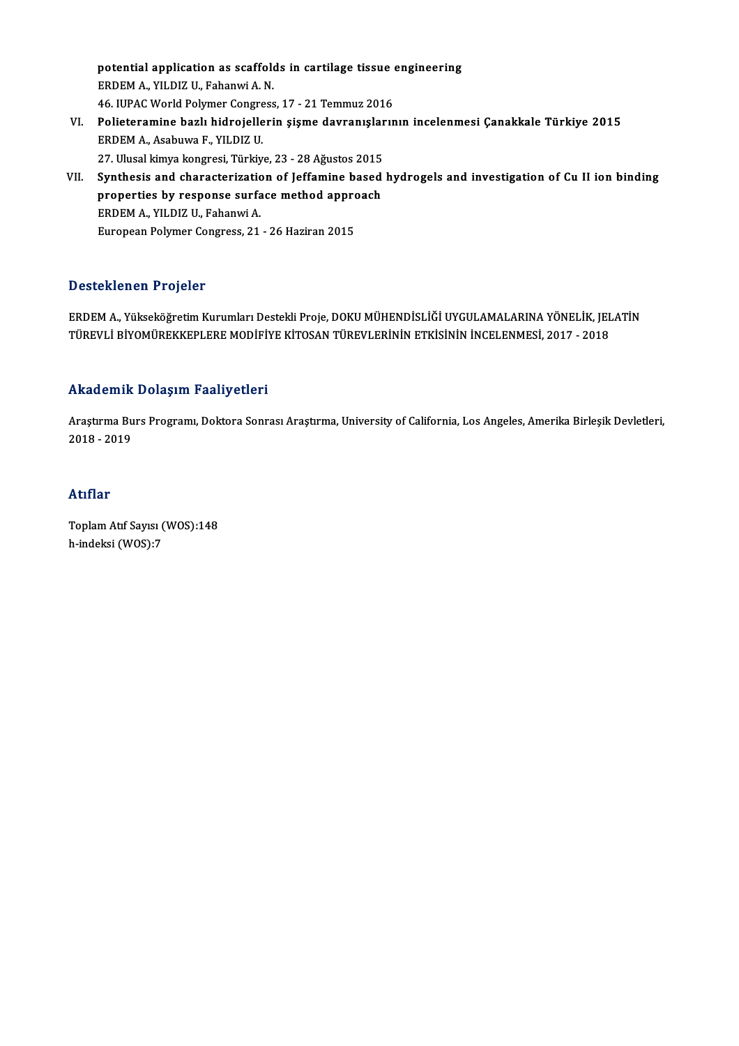**potential application as scaffolds in cartilage tissue engineering**
ERDEM A., YILDIZ U., Fahanwi A. N.
46. IUPAC World Polymer Congress, 17 - 21 Temmuz 2016

VI. **Polieteramine bazlı hidrojellerin şişme davranışlarının incelenmesi Çanakkale Türkiye 2015**
ERDEM A., Asabuwa F., YILDIZ U.
27. Ulusal kimya kongresi, Türkiye, 23 - 28 Ağustos 2015

VII. **Synthesis and characterization of Jeffamine based hydrogels and investigation of Cu II ion binding properties by response surface method approach**
ERDEM A., YILDIZ U., Fahanwi A.
European Polymer Congress, 21 - 26 Haziran 2015

## Desteklenen Projeler

ERDEM A., Yükseköğretim Kurumları Destekli Proje, DOKU MÜHENDİSLİĞİ UYGULAMALARINA YÖNELİK, JELATİN TÜREVLİ BİYOMÜREKKEPLERE MODİFİYE KİTOSAN TÜREVLERİNİN ETKİSİNİN İNCELENMESİ, 2017 - 2018

## Akademik Dolaşım Faaliyetleri

Araştırma Burs Programı, Doktora Sonrası Araştırma, University of California, Los Angeles, Amerika Birleşik Devletleri, 2018 - 2019

## Atıflar

Toplam Atıf Sayısı (WOS):148
h-indeksi (WOS):7